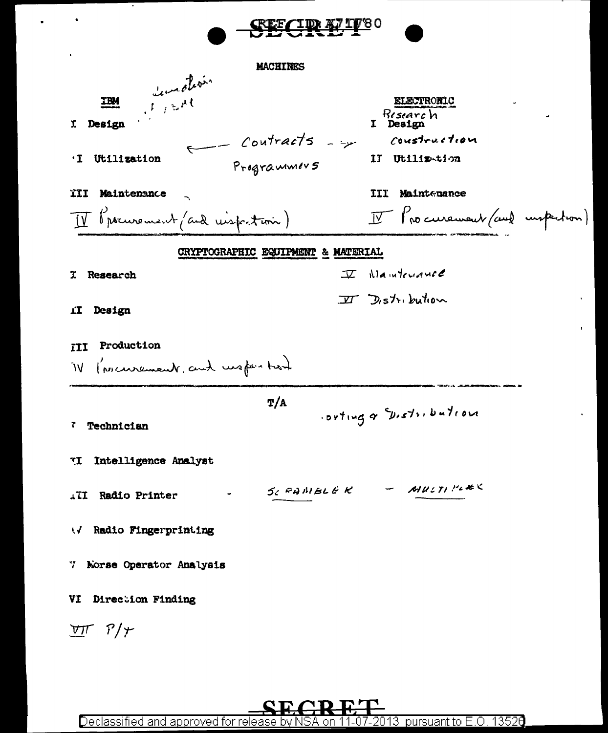SECRET

# MACHINES

| IBM | ELECTRONIC |
|---|---|
| I Design | Research<br>I Design |
| ← Contracts → | Construction |
| I Utilization | II Utilization |
| Programmers | |
| III Maintenance | III Maintenance |
| IV Procurement (and inspection) | IV Procurement (and inspection) |

Location
Rental

## CRYPTOGRAPHIC EQUIPMENT & MATERIAL

I Research

II Design

III Production

IV Procurement and inspection

V Maintenance

VI Distribution

## T/A

Sorting & Distribution

I Technician

II Intelligence Analyst

III Radio Printer - SCRAMBLER - MULTIPLEX

IV Radio Fingerprinting

V Morse Operator Analysis

VI Direction Finding

VII P/T

SECRET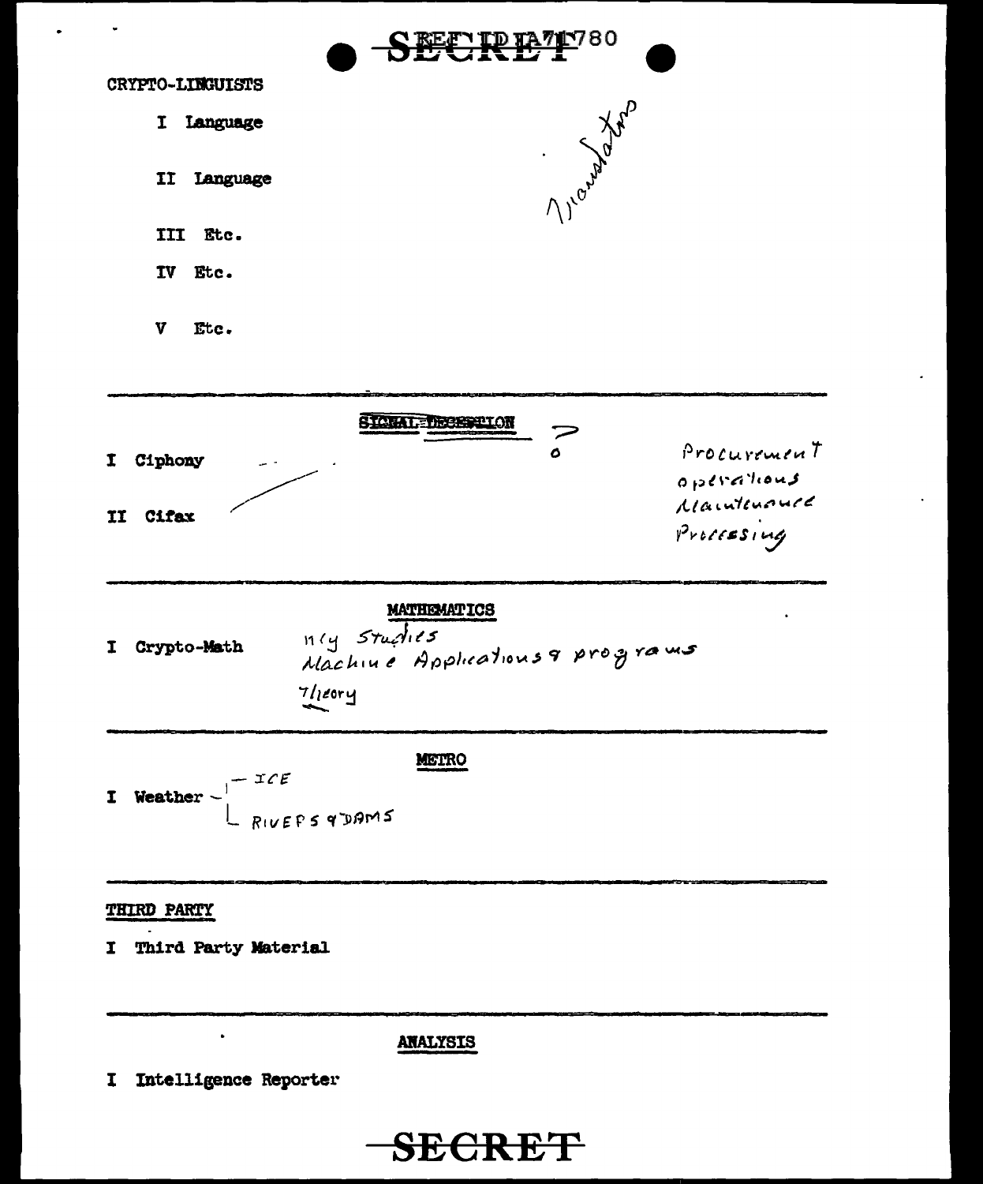SECRET

REF ID:A71780

CRYPTO-LINGUISTS

I Language

II Language

III Etc.

IV Etc.

V Etc.

Translators

---

**SIGNAL DECEPTION** ?

I Ciphony

II Cifax

Procurement
operations
Maintenance
Processing

---

**MATHEMATICS**

I Crypto-Math

N/G Studies
Machine Applications & programs
Theory

---

**METRO**

I Weather — ICE
— RIVERS & DAMS

---

**THIRD PARTY**

I Third Party Material

---

**ANALYSIS**

I Intelligence Reporter

SECRET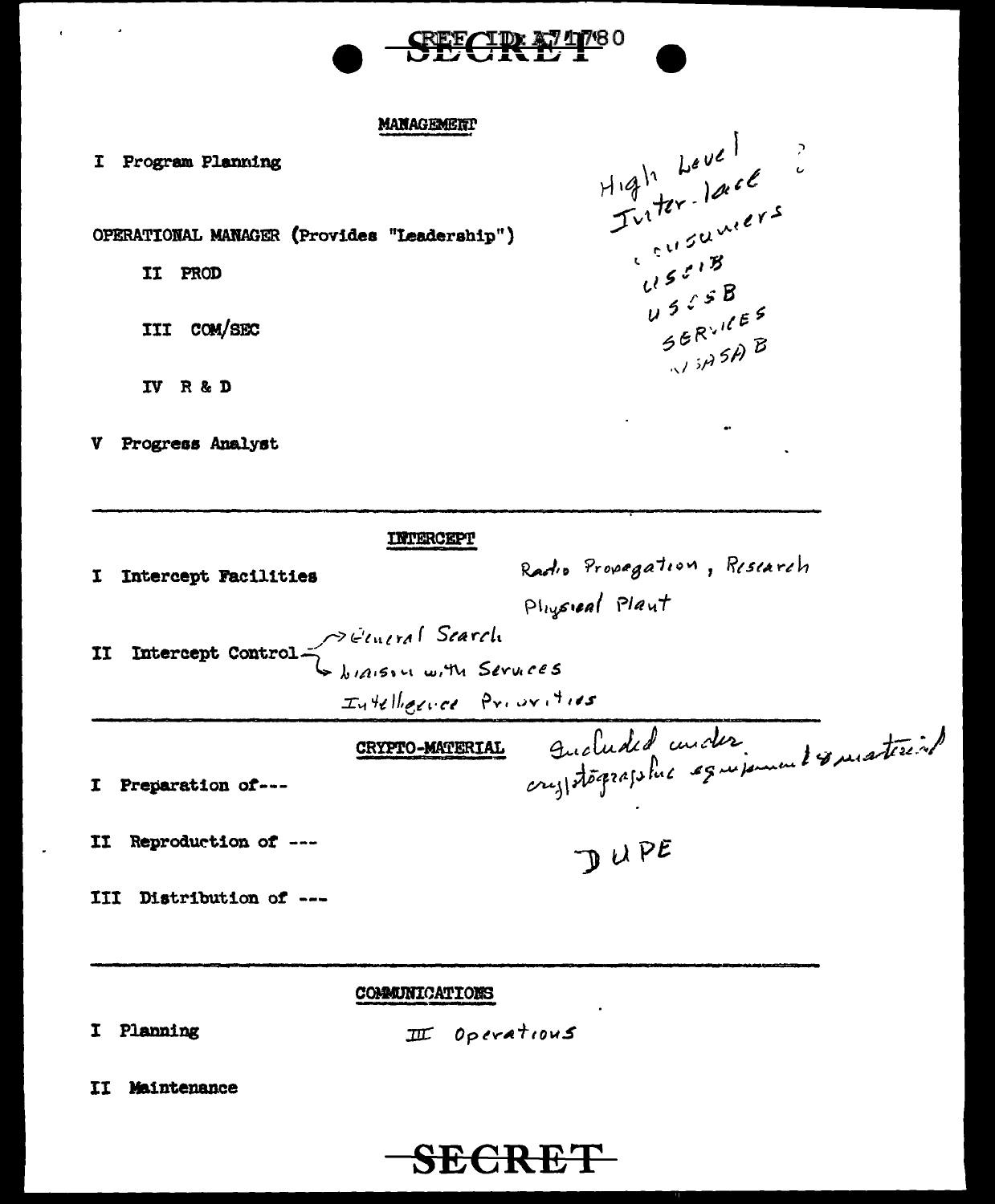## MANAGEMENT

I Program Planning

High Level ?
Inter-lace
consumers
USCIB
USCSB
SERVICES
NSASAB

OPERATIONAL MANAGER (Provides "Leadership")

II PROD

III COM/SEC

IV R & D

V Progress Analyst

---

## INTERCEPT

I Intercept Facilities

Radio Propagation, Research

Physical Plant

II Intercept Control → General Search
→ Liaison with Services

Intelligence Priorities

---

## CRYPTO-MATERIAL

Included under cryptographic equipment & material

I Preparation of---

II Reproduction of ---

DUPE

III Distribution of ---

---

## COMMUNICATIONS

I Planning

III Operations

II Maintenance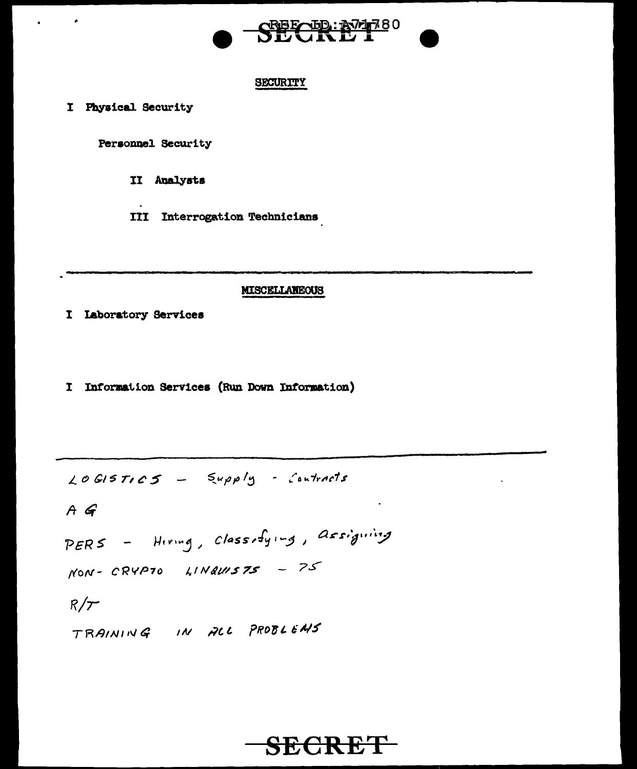## SECURITY

I Physical Security

Personnel Security

II Analysts

III Interrogation Technicians

---

## MISCELLANEOUS

I Laboratory Services

I Information Services (Run Down Information)

---

LOGISTICS – Supply – Contracts

A G

PERS – Hiring, Classifying, Assigning

NON-CRYPTO LINGUISTS – 75

R/T

TRAINING IN ALL PROBLEMS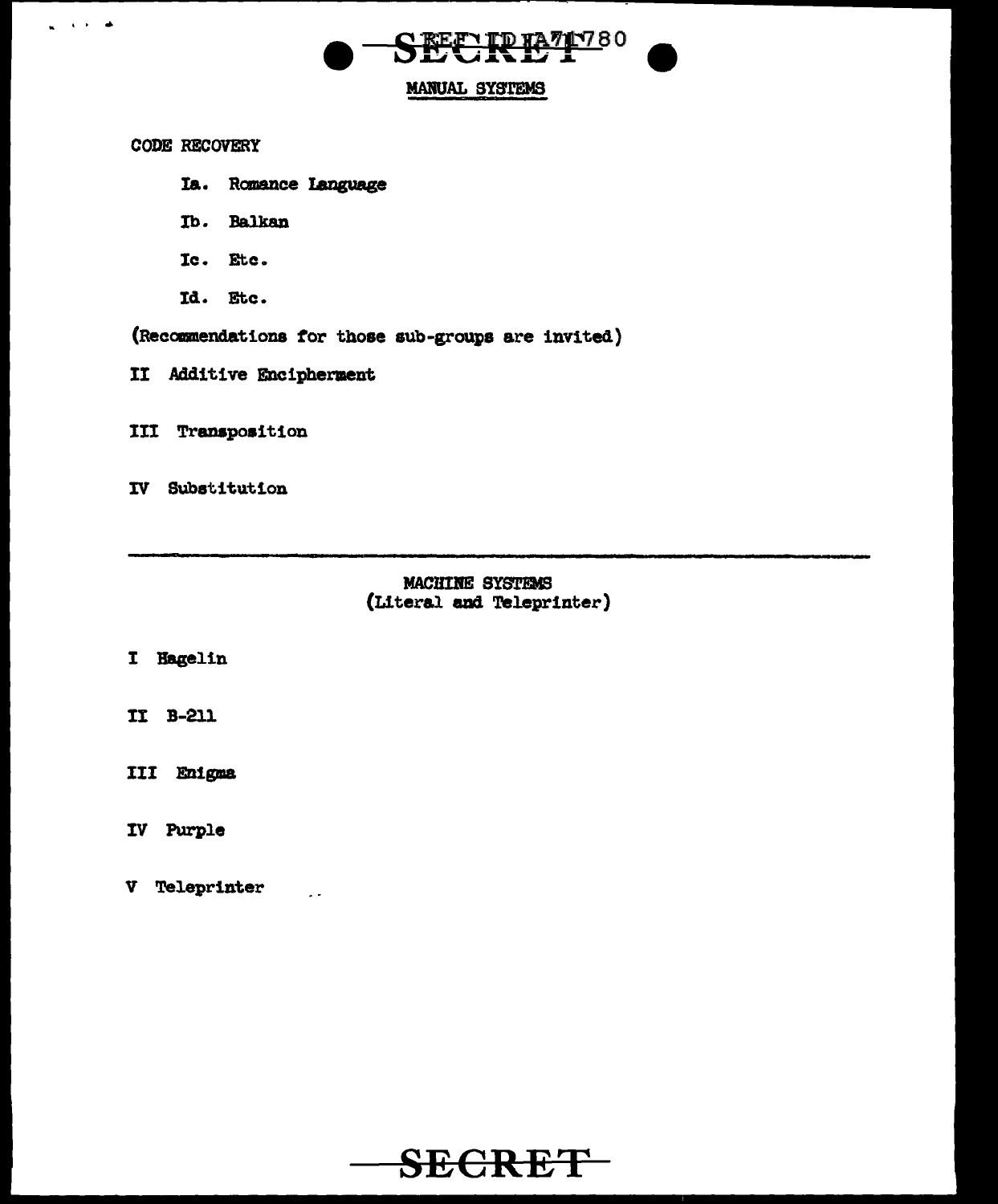## MANUAL SYSTEMS

CODE RECOVERY

- Ia. Romance Language
- Ib. Balkan
- Ic. Etc.
- Id. Etc.

(Recommendations for those sub-groups are invited)

II Additive Encipherment

III Transposition

IV Substitution

---

## MACHINE SYSTEMS
(Literal and Teleprinter)

I Hagelin

II B-211

III Enigma

IV Purple

V Teleprinter